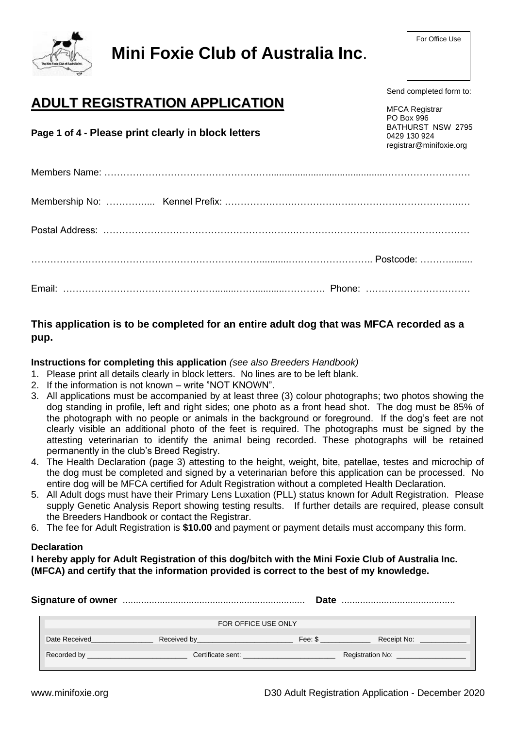# Mini Foxie Club of Australia Inc.

For Office Use

Send completed form to:

MFCA Registrar
PO Box 996
BATHURST NSW 2795
0429 130 924
registrar@minifoxie.org

## ADULT REGISTRATION APPLICATION

**Page 1 of 4 - Please print clearly in block letters**

Members Name: ……………………………………………………………………………………………………………

Membership No: …………... Kennel Prefix: …………………………………………………………………………

Postal Address: ……………………………………………………………………………………………………………

…………………………………………………………………………………………………………… Postcode: ……………

Email: …………………………………………………………………………… Phone: ……………………………

**This application is to be completed for an entire adult dog that was MFCA recorded as a pup.**

**Instructions for completing this application** *(see also Breeders Handbook)*

1. Please print all details clearly in block letters. No lines are to be left blank.
2. If the information is not known – write "NOT KNOWN".
3. All applications must be accompanied by at least three (3) colour photographs; two photos showing the dog standing in profile, left and right sides; one photo as a front head shot. The dog must be 85% of the photograph with no people or animals in the background or foreground. If the dog's feet are not clearly visible an additional photo of the feet is required. The photographs must be signed by the attesting veterinarian to identify the animal being recorded. These photographs will be retained permanently in the club's Breed Registry.
4. The Health Declaration (page 3) attesting to the height, weight, bite, patellae, testes and microchip of the dog must be completed and signed by a veterinarian before this application can be processed. No entire dog will be MFCA certified for Adult Registration without a completed Health Declaration.
5. All Adult dogs must have their Primary Lens Luxation (PLL) status known for Adult Registration. Please supply Genetic Analysis Report showing testing results. If further details are required, please consult the Breeders Handbook or contact the Registrar.
6. The fee for Adult Registration is **$10.00** and payment or payment details must accompany this form.

**Declaration**

**I hereby apply for Adult Registration of this dog/bitch with the Mini Foxie Club of Australia Inc. (MFCA) and certify that the information provided is correct to the best of my knowledge.**

**Signature of owner** ………………………………………… **Date** ……………………………

| FOR OFFICE USE ONLY | | | |
|---|---|---|---|
| Date Received________ | Received by________ | Fee: $ ________ | Receipt No: ________ |
| Recorded by ________ | Certificate sent: ________ | Registration No: ________ | |

www.minifoxie.org D30 Adult Registration Application - December 2020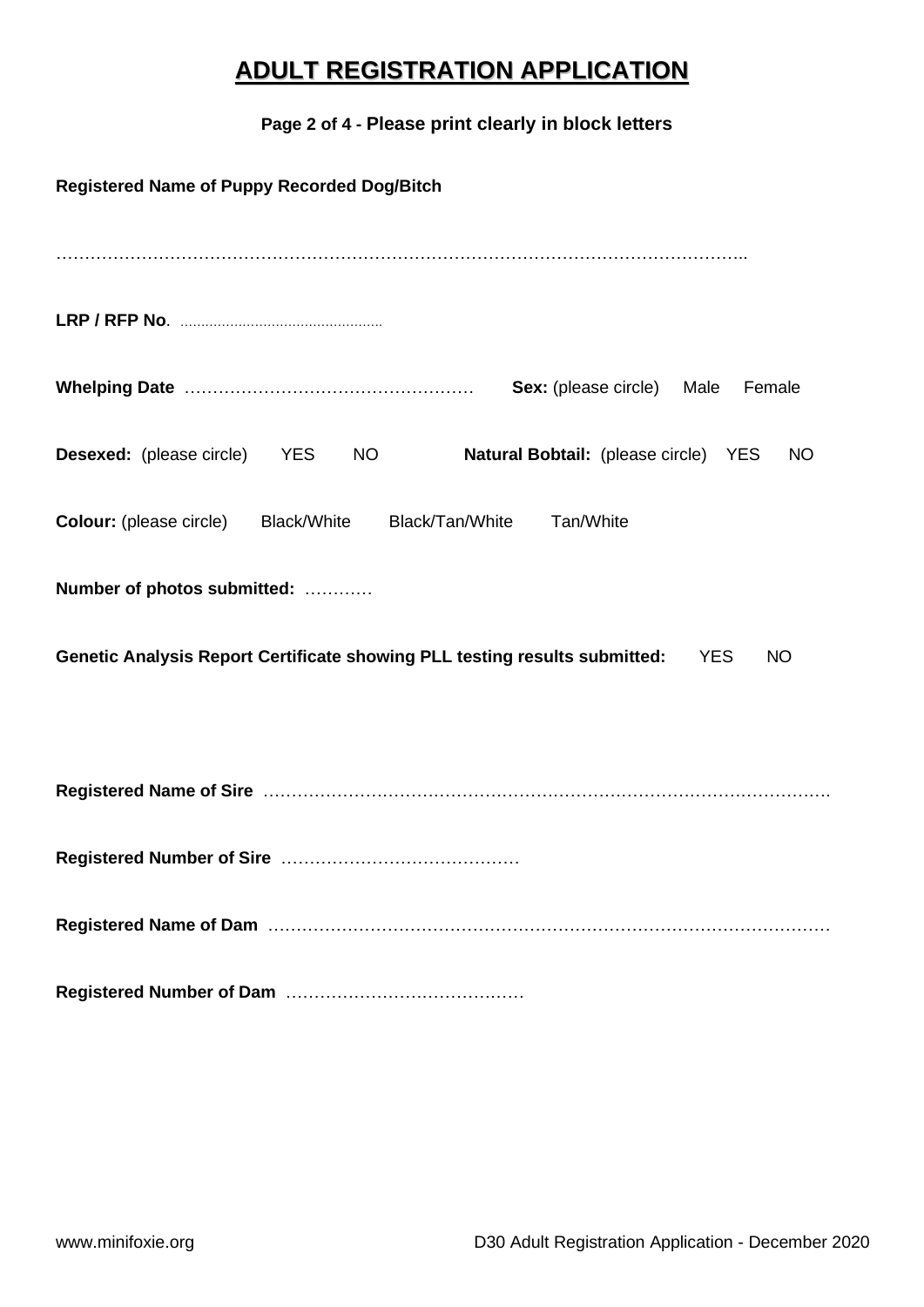# ADULT REGISTRATION APPLICATION

**Page 2 of 4 - Please print clearly in block letters**

**Registered Name of Puppy Recorded Dog/Bitch**

……………………………………………………………………………………………………..

**LRP / RFP No**. ………………………………………

**Whelping Date** …………………………………………… **Sex:** (please circle) Male Female

**Desexed:** (please circle) YES NO **Natural Bobtail:** (please circle) YES NO

**Colour:** (please circle) Black/White Black/Tan/White Tan/White

**Number of photos submitted:** …….……

**Genetic Analysis Report Certificate showing PLL testing results submitted:** YES NO

**Registered Name of Sire** ……………………………………………………………………………………….

**Registered Number of Sire** ……………………………………

**Registered Name of Dam** ………………………………………………………………………………………

**Registered Number of Dam** ……………………………………

www.minifoxie.org D30 Adult Registration Application - December 2020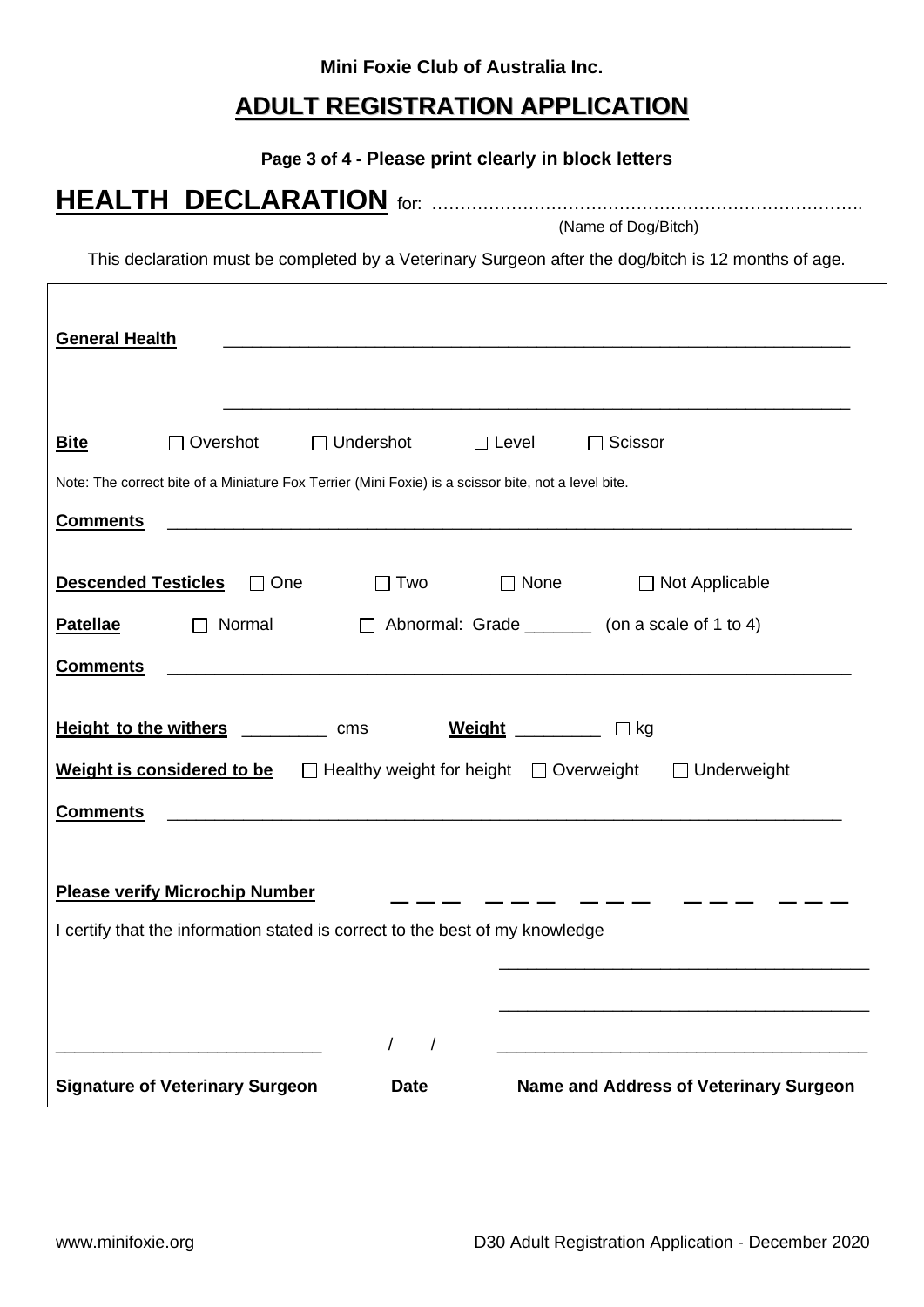**Mini Foxie Club of Australia Inc.**

## ADULT REGISTRATION APPLICATION

**Page 3 of 4 - Please print clearly in block letters**

# HEALTH DECLARATION for: ………………………………………………………………….

(Name of Dog/Bitch)

This declaration must be completed by a Veterinary Surgeon after the dog/bitch is 12 months of age.

**General Health** ____________________________________________________________________

____________________________________________________________________

**Bite** ☐ Overshot ☐ Undershot ☐ Level ☐ Scissor

Note: The correct bite of a Miniature Fox Terrier (Mini Foxie) is a scissor bite, not a level bite.

**Comments** ____________________________________________________________________

**Descended Testicles** ☐ One ☐ Two ☐ None ☐ Not Applicable

**Patellae** ☐ Normal ☐ Abnormal: Grade _______ (on a scale of 1 to 4)

**Comments** ____________________________________________________________________

**Height to the withers** _________ cms **Weight** _________ ☐ kg

**Weight is considered to be** ☐ Healthy weight for height ☐ Overweight ☐ Underweight

**Comments** ____________________________________________________________________

**Please verify Microchip Number** _ _ _ _ _ _ _ _ _ _ _ _ _ _ _

I certify that the information stated is correct to the best of my knowledge

______________________________________

______________________________________

____________________________ / / ______________________________________

**Signature of Veterinary Surgeon** **Date** **Name and Address of Veterinary Surgeon**

www.minifoxie.org D30 Adult Registration Application - December 2020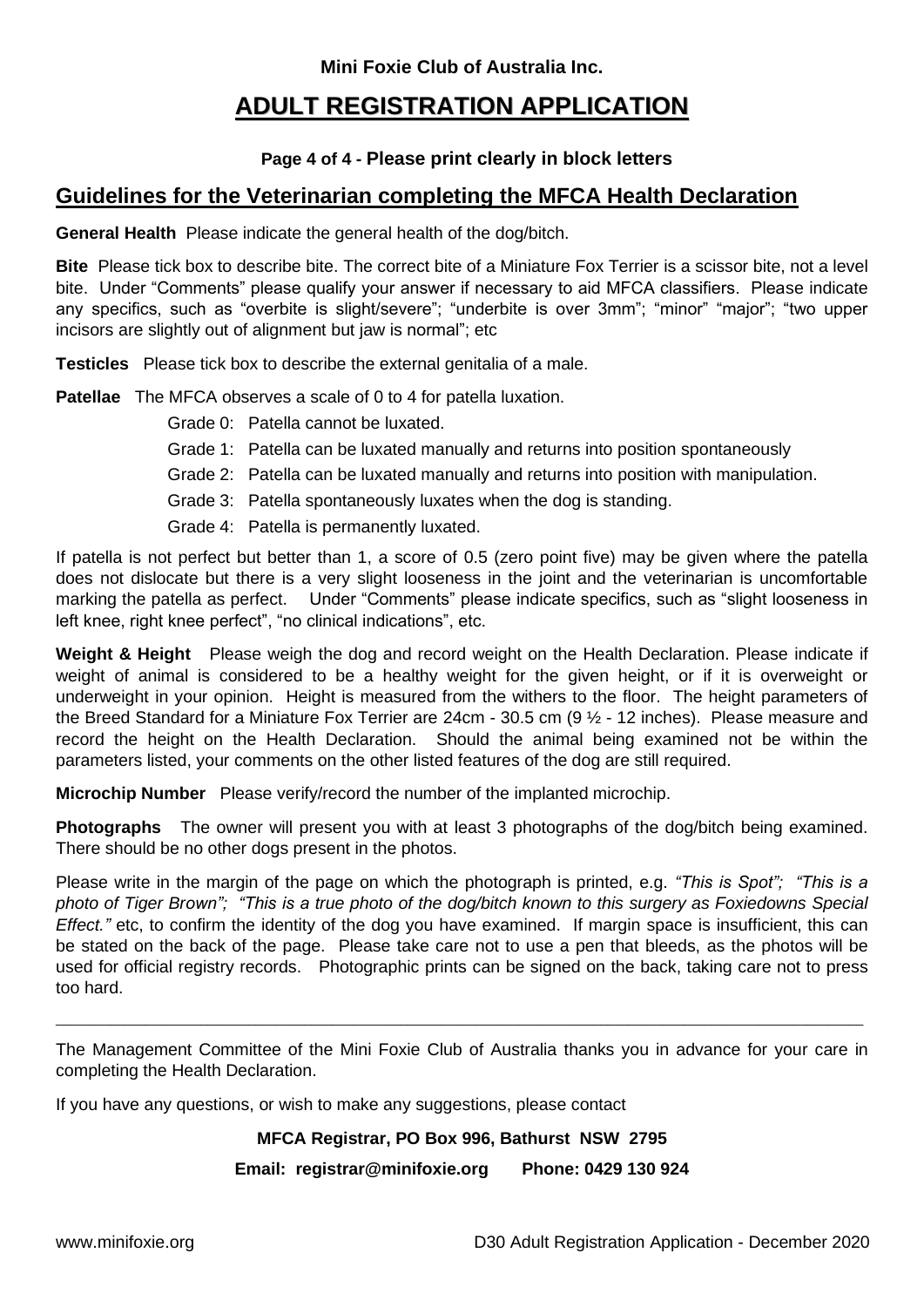**Mini Foxie Club of Australia Inc.**

# ADULT REGISTRATION APPLICATION

**Page 4 of 4 - Please print clearly in block letters**

## Guidelines for the Veterinarian completing the MFCA Health Declaration

**General Health** Please indicate the general health of the dog/bitch.

**Bite** Please tick box to describe bite. The correct bite of a Miniature Fox Terrier is a scissor bite, not a level bite. Under "Comments" please qualify your answer if necessary to aid MFCA classifiers. Please indicate any specifics, such as "overbite is slight/severe"; "underbite is over 3mm"; "minor" "major"; "two upper incisors are slightly out of alignment but jaw is normal"; etc

**Testicles** Please tick box to describe the external genitalia of a male.

**Patellae** The MFCA observes a scale of 0 to 4 for patella luxation.

- Grade 0: Patella cannot be luxated.
- Grade 1: Patella can be luxated manually and returns into position spontaneously
- Grade 2: Patella can be luxated manually and returns into position with manipulation.
- Grade 3: Patella spontaneously luxates when the dog is standing.
- Grade 4: Patella is permanently luxated.

If patella is not perfect but better than 1, a score of 0.5 (zero point five) may be given where the patella does not dislocate but there is a very slight looseness in the joint and the veterinarian is uncomfortable marking the patella as perfect. Under "Comments" please indicate specifics, such as "slight looseness in left knee, right knee perfect", "no clinical indications", etc.

**Weight & Height** Please weigh the dog and record weight on the Health Declaration. Please indicate if weight of animal is considered to be a healthy weight for the given height, or if it is overweight or underweight in your opinion. Height is measured from the withers to the floor. The height parameters of the Breed Standard for a Miniature Fox Terrier are 24cm - 30.5 cm (9 ½ - 12 inches). Please measure and record the height on the Health Declaration. Should the animal being examined not be within the parameters listed, your comments on the other listed features of the dog are still required.

**Microchip Number** Please verify/record the number of the implanted microchip.

**Photographs** The owner will present you with at least 3 photographs of the dog/bitch being examined. There should be no other dogs present in the photos.

Please write in the margin of the page on which the photograph is printed, e.g. *"This is Spot"; "This is a photo of Tiger Brown"; "This is a true photo of the dog/bitch known to this surgery as Foxiedowns Special Effect."* etc, to confirm the identity of the dog you have examined. If margin space is insufficient, this can be stated on the back of the page. Please take care not to use a pen that bleeds, as the photos will be used for official registry records. Photographic prints can be signed on the back, taking care not to press too hard.

---

The Management Committee of the Mini Foxie Club of Australia thanks you in advance for your care in completing the Health Declaration.

If you have any questions, or wish to make any suggestions, please contact

**MFCA Registrar, PO Box 996, Bathurst NSW 2795**

**Email: registrar@minifoxie.org Phone: 0429 130 924**

www.minifoxie.org D30 Adult Registration Application - December 2020